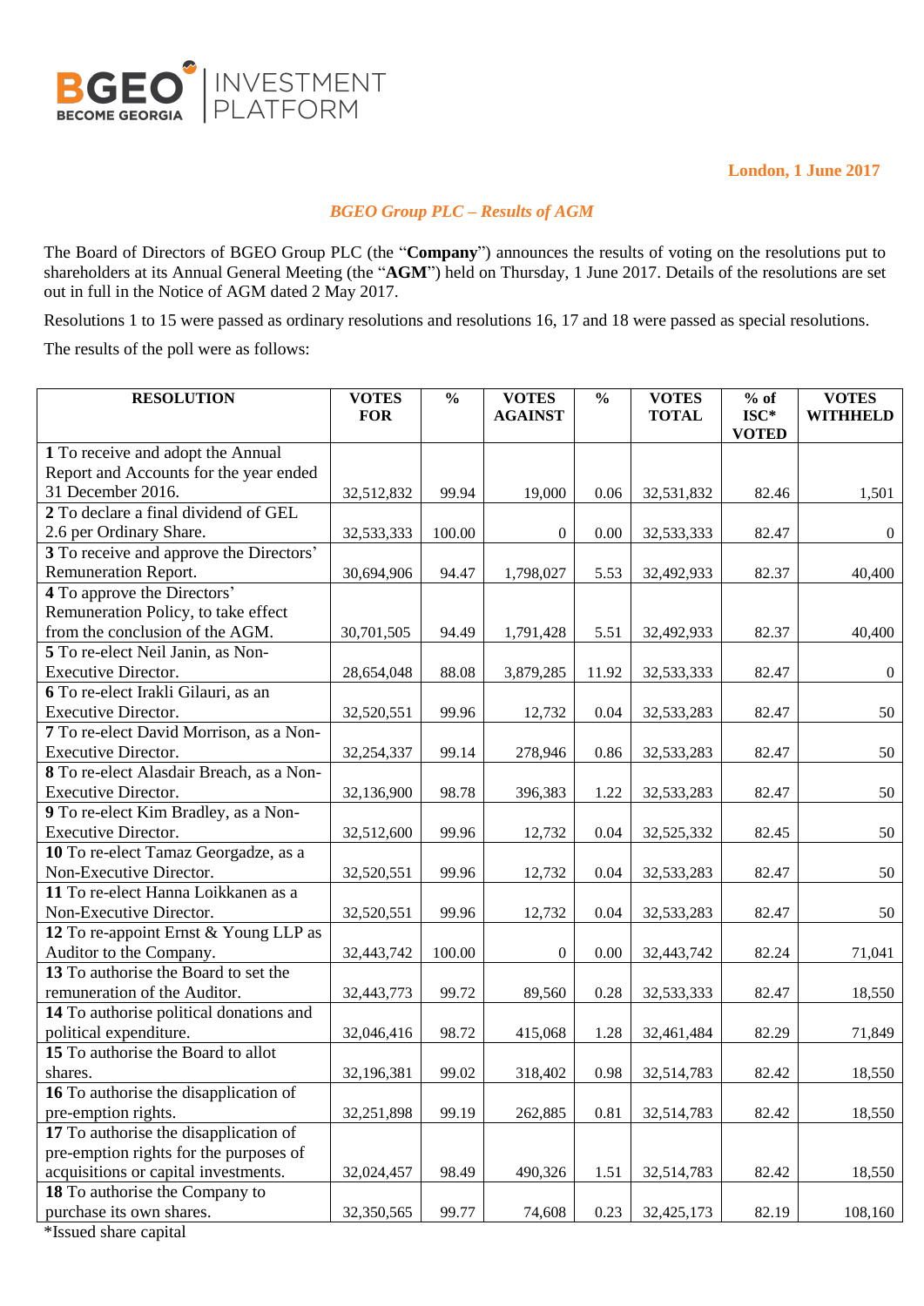BGEO BECOME GEORGIA | INVESTMENT PLATFORM

**London, 1 June 2017**

## *BGEO Group PLC – Results of AGM*

The Board of Directors of BGEO Group PLC (the "**Company**") announces the results of voting on the resolutions put to shareholders at its Annual General Meeting (the "**AGM**") held on Thursday, 1 June 2017. Details of the resolutions are set out in full in the Notice of AGM dated 2 May 2017.

Resolutions 1 to 15 were passed as ordinary resolutions and resolutions 16, 17 and 18 were passed as special resolutions.

The results of the poll were as follows:

| RESOLUTION | VOTES FOR | % | VOTES AGAINST | % | VOTES TOTAL | % of ISC* VOTED | VOTES WITHHELD |
|---|---|---|---|---|---|---|---|
| **1** To receive and adopt the Annual Report and Accounts for the year ended 31 December 2016. | 32,512,832 | 99.94 | 19,000 | 0.06 | 32,531,832 | 82.46 | 1,501 |
| **2** To declare a final dividend of GEL 2.6 per Ordinary Share. | 32,533,333 | 100.00 | 0 | 0.00 | 32,533,333 | 82.47 | 0 |
| **3** To receive and approve the Directors' Remuneration Report. | 30,694,906 | 94.47 | 1,798,027 | 5.53 | 32,492,933 | 82.37 | 40,400 |
| **4** To approve the Directors' Remuneration Policy, to take effect from the conclusion of the AGM. | 30,701,505 | 94.49 | 1,791,428 | 5.51 | 32,492,933 | 82.37 | 40,400 |
| **5** To re-elect Neil Janin, as Non-Executive Director. | 28,654,048 | 88.08 | 3,879,285 | 11.92 | 32,533,333 | 82.47 | 0 |
| **6** To re-elect Irakli Gilauri, as an Executive Director. | 32,520,551 | 99.96 | 12,732 | 0.04 | 32,533,283 | 82.47 | 50 |
| **7** To re-elect David Morrison, as a Non-Executive Director. | 32,254,337 | 99.14 | 278,946 | 0.86 | 32,533,283 | 82.47 | 50 |
| **8** To re-elect Alasdair Breach, as a Non-Executive Director. | 32,136,900 | 98.78 | 396,383 | 1.22 | 32,533,283 | 82.47 | 50 |
| **9** To re-elect Kim Bradley, as a Non-Executive Director. | 32,512,600 | 99.96 | 12,732 | 0.04 | 32,525,332 | 82.45 | 50 |
| **10** To re-elect Tamaz Georgadze, as a Non-Executive Director. | 32,520,551 | 99.96 | 12,732 | 0.04 | 32,533,283 | 82.47 | 50 |
| **11** To re-elect Hanna Loikkanen as a Non-Executive Director. | 32,520,551 | 99.96 | 12,732 | 0.04 | 32,533,283 | 82.47 | 50 |
| **12** To re-appoint Ernst & Young LLP as Auditor to the Company. | 32,443,742 | 100.00 | 0 | 0.00 | 32,443,742 | 82.24 | 71,041 |
| **13** To authorise the Board to set the remuneration of the Auditor. | 32,443,773 | 99.72 | 89,560 | 0.28 | 32,533,333 | 82.47 | 18,550 |
| **14** To authorise political donations and political expenditure. | 32,046,416 | 98.72 | 415,068 | 1.28 | 32,461,484 | 82.29 | 71,849 |
| **15** To authorise the Board to allot shares. | 32,196,381 | 99.02 | 318,402 | 0.98 | 32,514,783 | 82.42 | 18,550 |
| **16** To authorise the disapplication of pre-emption rights. | 32,251,898 | 99.19 | 262,885 | 0.81 | 32,514,783 | 82.42 | 18,550 |
| **17** To authorise the disapplication of pre-emption rights for the purposes of acquisitions or capital investments. | 32,024,457 | 98.49 | 490,326 | 1.51 | 32,514,783 | 82.42 | 18,550 |
| **18** To authorise the Company to purchase its own shares. | 32,350,565 | 99.77 | 74,608 | 0.23 | 32,425,173 | 82.19 | 108,160 |

*Issued share capital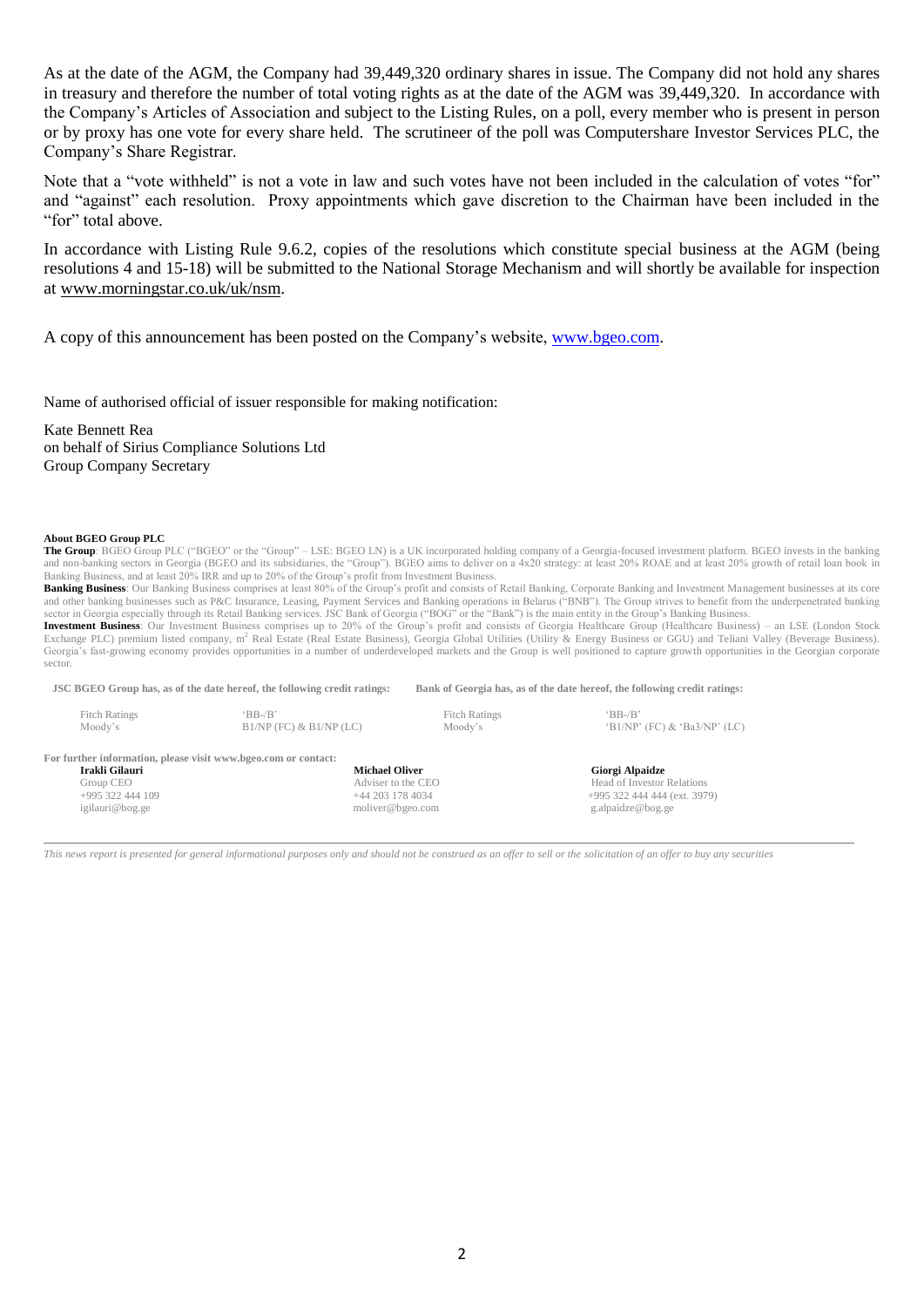As at the date of the AGM, the Company had 39,449,320 ordinary shares in issue. The Company did not hold any shares in treasury and therefore the number of total voting rights as at the date of the AGM was 39,449,320. In accordance with the Company's Articles of Association and subject to the Listing Rules, on a poll, every member who is present in person or by proxy has one vote for every share held. The scrutineer of the poll was Computershare Investor Services PLC, the Company's Share Registrar.

Note that a "vote withheld" is not a vote in law and such votes have not been included in the calculation of votes "for" and "against" each resolution. Proxy appointments which gave discretion to the Chairman have been included in the "for" total above.

In accordance with Listing Rule 9.6.2, copies of the resolutions which constitute special business at the AGM (being resolutions 4 and 15-18) will be submitted to the National Storage Mechanism and will shortly be available for inspection at www.morningstar.co.uk/uk/nsm.

A copy of this announcement has been posted on the Company's website, www.bgeo.com.

Name of authorised official of issuer responsible for making notification:

Kate Bennett Rea
on behalf of Sirius Compliance Solutions Ltd
Group Company Secretary

**About BGEO Group PLC**

**The Group**: BGEO Group PLC ("BGEO" or the "Group" – LSE: BGEO LN) is a UK incorporated holding company of a Georgia-focused investment platform. BGEO invests in the banking and non-banking sectors in Georgia (BGEO and its subsidiaries, the "Group"). BGEO aims to deliver on a 4x20 strategy: at least 20% ROAE and at least 20% growth of retail loan book in Banking Business, and at least 20% IRR and up to 20% of the Group's profit from Investment Business.

**Banking Business**: Our Banking Business comprises at least 80% of the Group's profit and consists of Retail Banking, Corporate Banking and Investment Management businesses at its core and other banking businesses such as P&C Insurance, Leasing, Payment Services and Banking operations in Belarus ("BNB"). The Group strives to benefit from the underpenetrated banking sector in Georgia especially through its Retail Banking services. JSC Bank of Georgia ("BOG" or the "Bank") is the main entity in the Group's Banking Business.

**Investment Business**: Our Investment Business comprises up to 20% of the Group's profit and consists of Georgia Healthcare Group (Healthcare Business) – an LSE (London Stock Exchange PLC) premium listed company, m$^2$ Real Estate (Real Estate Business), Georgia Global Utilities (Utility & Energy Business or GGU) and Teliani Valley (Beverage Business). Georgia's fast-growing economy provides opportunities in a number of underdeveloped markets and the Group is well positioned to capture growth opportunities in the Georgian corporate sector.

| JSC BGEO Group has, as of the date hereof, the following credit ratings: | | Bank of Georgia has, as of the date hereof, the following credit ratings: | |
|---|---|---|---|
| Fitch Ratings | 'BB-/B' | Fitch Ratings | 'BB-/B' |
| Moody's | B1/NP (FC) & B1/NP (LC) | Moody's | 'B1/NP' (FC) & 'Ba3/NP' (LC) |

**For further information, please visit www.bgeo.com or contact:**

| | | |
|---|---|---|
| **Irakli Gilauri** | **Michael Oliver** | **Giorgi Alpaidze** |
| Group CEO | Adviser to the CEO | Head of Investor Relations |
| +995 322 444 109 | +44 203 178 4034 | +995 322 444 444 (ext. 3979) |
| igilauri@bog.ge | moliver@bgeo.com | g.alpaidze@bog.ge |

*This news report is presented for general informational purposes only and should not be construed as an offer to sell or the solicitation of an offer to buy any securities*